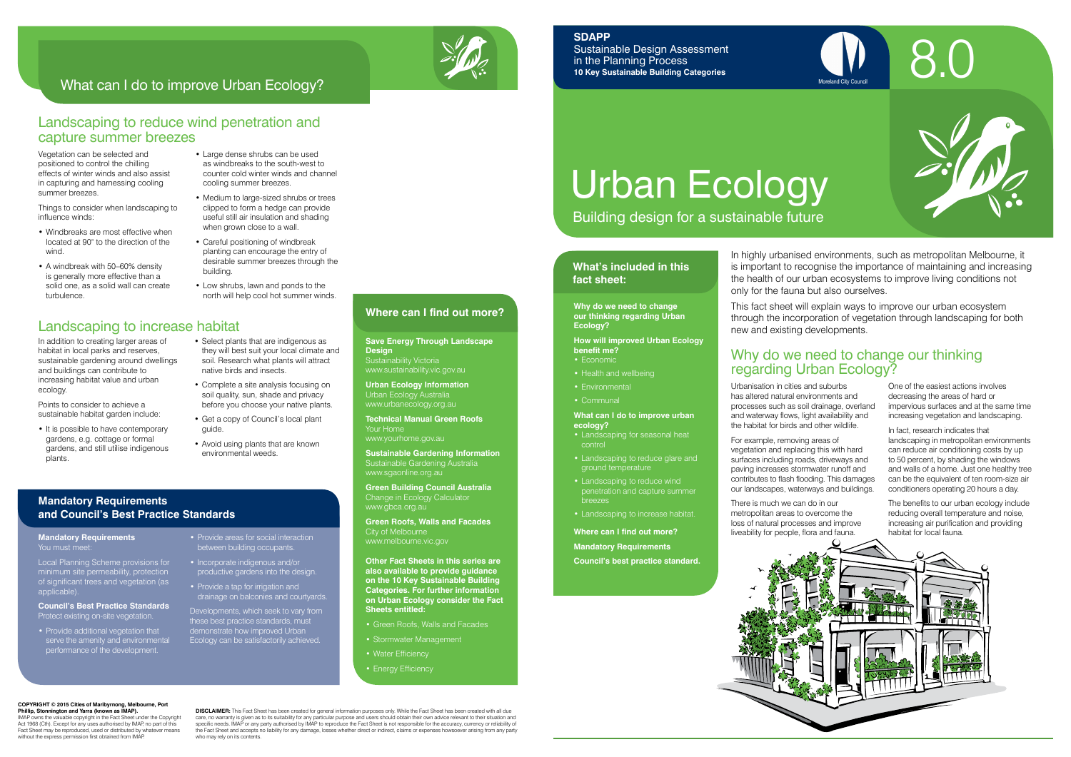**SDAPP**
Sustainable Design Assessment in the Planning Process
**10 Key Sustainable Building Categories**

Moreland City Council

8.0

# Urban Ecology

Building design for a sustainable future

## What's included in this fact sheet:

**Why do we need to change our thinking regarding Urban Ecology?**

**How will improved Urban Ecology benefit me?**

- Economic
- Health and wellbeing
- Environmental
- Communal

**What can I do to improve urban ecology?**

- Landscaping for seasonal heat control
- Landscaping to reduce glare and ground temperature
- Landscaping to reduce wind penetration and capture summer breezes
- Landscaping to increase habitat.

**Where can I find out more?**

**Mandatory Requirements**

**Council's best practice standard.**

In highly urbanised environments, such as metropolitan Melbourne, it is important to recognise the importance of maintaining and increasing the health of our urban ecosystems to improve living conditions not only for the fauna but also ourselves.

This fact sheet will explain ways to improve our urban ecosystem through the incorporation of vegetation through landscaping for both new and existing developments.

## Why do we need to change our thinking regarding Urban Ecology?

Urbanisation in cities and suburbs has altered natural environments and processes such as soil drainage, overland and waterway flows, light availability and the habitat for birds and other wildlife.

For example, removing areas of vegetation and replacing this with hard surfaces including roads, driveways and paving increases stormwater runoff and contributes to flash flooding. This damages our landscapes, waterways and buildings.

There is much we can do in our metropolitan areas to overcome the loss of natural processes and improve liveability for people, flora and fauna.

One of the easiest actions involves decreasing the areas of hard or impervious surfaces and at the same time increasing vegetation and landscaping.

In fact, research indicates that landscaping in metropolitan environments can reduce air conditioning costs by up to 50 percent, by shading the windows and walls of a home. Just one healthy tree can be the equivalent of ten room-size air conditioners operating 20 hours a day.

The benefits to our urban ecology include reducing overall temperature and noise, increasing air purification and providing habitat for local fauna.

## What can I do to improve Urban Ecology?

### Landscaping to reduce wind penetration and capture summer breezes

Vegetation can be selected and positioned to control the chilling effects of winter winds and also assist in capturing and harnessing cooling summer breezes.

Things to consider when landscaping to influence winds:

- Windbreaks are most effective when located at 90° to the direction of the wind.
- A windbreak with 50–60% density is generally more effective than a solid one, as a solid wall can create turbulence.
- Large dense shrubs can be used as windbreaks to the south-west to counter cold winter winds and channel cooling summer breezes.
- Medium to large-sized shrubs or trees clipped to form a hedge can provide useful still air insulation and shading when grown close to a wall.
- Careful positioning of windbreak planting can encourage the entry of desirable summer breezes through the building.
- Low shrubs, lawn and ponds to the north will help cool hot summer winds.

### Landscaping to increase habitat

In addition to creating larger areas of habitat in local parks and reserves, sustainable gardening around dwellings and buildings can contribute to increasing habitat value and urban ecology.

Points to consider to achieve a sustainable habitat garden include:

- It is possible to have contemporary gardens, e.g. cottage or formal gardens, and still utilise indigenous plants.
- Select plants that are indigenous as they will best suit your local climate and soil. Research what plants will attract native birds and insects.
- Complete a site analysis focusing on soil quality, sun, shade and privacy before you choose your native plants.
- Get a copy of Council's local plant guide.
- Avoid using plants that are known environmental weeds.

## Mandatory Requirements and Council's Best Practice Standards

**Mandatory Requirements**
You must meet:

Local Planning Scheme provisions for minimum site permeability, protection of significant trees and vegetation (as applicable).

**Council's Best Practice Standards**
Protect existing on-site vegetation.

- Provide additional vegetation that serve the amenity and environmental performance of the development.
- Provide areas for social interaction between building occupants.
- Incorporate indigenous and/or productive gardens into the design.
- Provide a tap for irrigation and drainage on balconies and courtyards.

Developments, which seek to vary from these best practice standards, must demonstrate how improved Urban Ecology can be satisfactorily achieved.

## Where can I find out more?

**Save Energy Through Landscape Design**
Sustainability Victoria
www.sustainability.vic.gov.au

**Urban Ecology Information**
Urban Ecology Australia
www.urbanecology.org.au

**Technical Manual Green Roofs**
Your Home
www.yourhome.gov.au

**Sustainable Gardening Information**
Sustainable Gardening Australia
www.sgaonline.org.au

**Green Building Council Australia**
Change in Ecology Calculator
www.gbca.org.au

**Green Roofs, Walls and Facades**
City of Melbourne
www.melbourne.vic.gov

**Other Fact Sheets in this series are also available to provide guidance on the 10 Key Sustainable Building Categories. For further information on Urban Ecology consider the Fact Sheets entitled:**

- Green Roofs, Walls and Facades
- Stormwater Management
- Water Efficiency
- Energy Efficiency

**COPYRIGHT © 2015 Cities of Maribyrnong, Melbourne, Port Phillip, Stonnington and Yarra (known as IMAP).**
IMAP owns the valuable copyright in the Fact Sheet under the Copyright Act 1968 (Cth). Except for any uses authorised by IMAP, no part of this Fact Sheet may be reproduced, used or distributed by whatever means without the express permission first obtained from IMAP.

**DISCLAIMER:** This Fact Sheet has been created for general information purposes only. While the Fact Sheet has been created with all due care, no warranty is given as to its suitability for any particular purpose and users should obtain their own advice relevant to their situation and specific needs. IMAP or any party authorised by IMAP to reproduce the Fact Sheet is not responsible for the accuracy, currency or reliability of the Fact Sheet and accepts no liability for any damage, losses whether direct or indirect, claims or expenses howsoever arising from any party who may rely on its contents.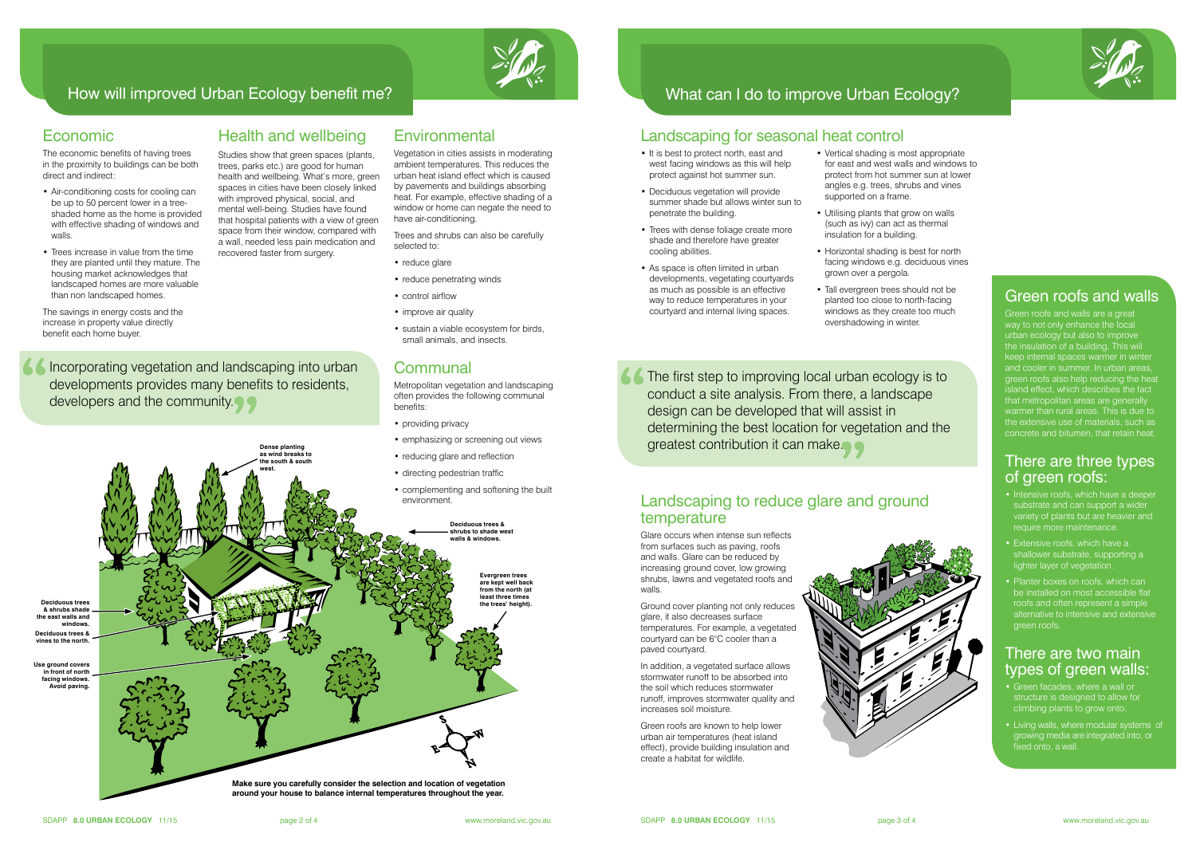## How will improved Urban Ecology benefit me?

### Economic

The economic benefits of having trees in the proximity to buildings can be both direct and indirect:

- Air-conditioning costs for cooling can be up to 50 percent lower in a tree-shaded home as the home is provided with effective shading of windows and walls.
- Trees increase in value from the time they are planted until they mature. The housing market acknowledges that landscaped homes are more valuable than non landscaped homes.

The savings in energy costs and the increase in property value directly benefit each home buyer.

### Health and wellbeing

Studies show that green spaces (plants, trees, parks etc.) are good for human health and wellbeing. What's more, green spaces in cities have been closely linked with improved physical, social, and mental well-being. Studies have found that hospital patients with a view of green space from their window, compared with a wall, needed less pain medication and recovered faster from surgery.

### Environmental

Vegetation in cities assists in moderating ambient temperatures. This reduces the urban heat island effect which is caused by pavements and buildings absorbing heat. For example, effective shading of a window or home can negate the need to have air-conditioning.

Trees and shrubs can also be carefully selected to:

- reduce glare
- reduce penetrating winds
- control airflow
- improve air quality
- sustain a viable ecosystem for birds, small animals, and insects.

> "Incorporating vegetation and landscaping into urban developments provides many benefits to residents, developers and the community."

### Communal

Metropolitan vegetation and landscaping often provides the following communal benefits:

- providing privacy
- emphasizing or screening out views
- reducing glare and reflection
- directing pedestrian traffic
- complementing and softening the built environment.

Dense planting as wind breaks to the south & south west.

Deciduous trees & shrubs to shade west walls & windows.

Evergreen trees are kept well back from the north (at least three times the trees' height).

Deciduous trees & shrubs shade the east walls and windows.

Deciduous trees & vines to the north.

Use ground covers in front of north facing windows. Avoid paving.

S W E N

**Make sure you carefully consider the selection and location of vegetation around your house to balance internal temperatures throughout the year.**

## What can I do to improve Urban Ecology?

### Landscaping for seasonal heat control

- It is best to protect north, east and west facing windows as this will help protect against hot summer sun.
- Deciduous vegetation will provide summer shade but allows winter sun to penetrate the building.
- Trees with dense foliage create more shade and therefore have greater cooling abilities.
- As space is often limited in urban developments, vegetating courtyards as much as possible is an effective way to reduce temperatures in your courtyard and internal living spaces.
- Vertical shading is most appropriate for east and west walls and windows to protect from hot summer sun at lower angles e.g. trees, shrubs and vines supported on a frame.
- Utilising plants that grow on walls (such as ivy) can act as thermal insulation for a building.
- Horizontal shading is best for north facing windows e.g. deciduous vines grown over a pergola.
- Tall evergreen trees should not be planted too close to north-facing windows as they create too much overshadowing in winter.

> "The first step to improving local urban ecology is to conduct a site analysis. From there, a landscape design can be developed that will assist in determining the best location for vegetation and the greatest contribution it can make."

### Landscaping to reduce glare and ground temperature

Glare occurs when intense sun reflects from surfaces such as paving, roofs and walls. Glare can be reduced by increasing ground cover, low growing shrubs, lawns and vegetated roofs and walls.

Ground cover planting not only reduces glare, it also decreases surface temperatures. For example, a vegetated courtyard can be 6°C cooler than a paved courtyard.

In addition, a vegetated surface allows stormwater runoff to be absorbed into the soil which reduces stormwater runoff, improves stormwater quality and increases soil moisture.

Green roofs are known to help lower urban air temperatures (heat island effect), provide building insulation and create a habitat for wildlife.

### Green roofs and walls

Green roofs and walls are a great way to not only enhance the local urban ecology but also to improve the insulation of a building. This will keep internal spaces warmer in winter and cooler in summer. In urban areas, green roofs also help reducing the heat island effect, which describes the fact that metropolitan areas are generally warmer than rural areas. This is due to the extensive use of materials, such as concrete and bitumen, that retain heat.

### There are three types of green roofs:

- Intensive roofs, which have a deeper substrate and can support a wider variety of plants but are heavier and require more maintenance.
- Extensive roofs, which have a shallower substrate, supporting a lighter layer of vegetation.
- Planter boxes on roofs, which can be installed on most accessible flat roofs and often represent a simple alternative to intensive and extensive green roofs.

### There are two main types of green walls:

- Green facades, where a wall or structure is designed to allow for climbing plants to grow onto.
- Living walls, where modular systems of growing media are integrated into, or fixed onto, a wall.